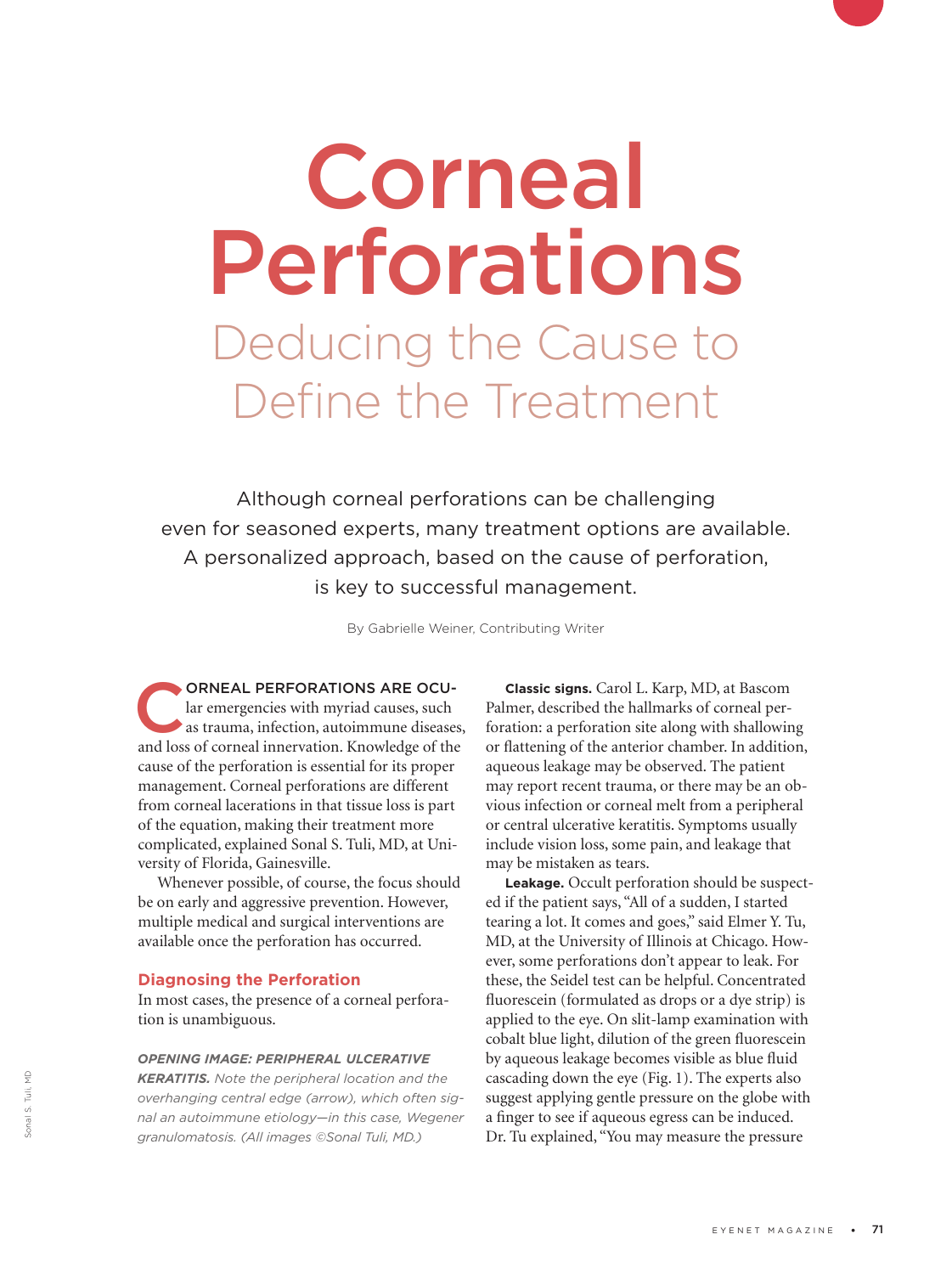# Corneal Perforations

## Deducing the Cause to Define the Treatment

Although corneal perforations can be challenging even for seasoned experts, many treatment options are available. A personalized approach, based on the cause of perforation, is key to successful management.

By Gabrielle Weiner, Contributing Writer

CORNEAL PERFORATIONS ARE OCULAR emergencies with myriad causes, such as trauma, infection, autoimmune diseases, and loss of corneal innervation. Knowledge of the cause of the perforation is essential for its proper management. Corneal perforations are different from corneal lacerations in that tissue loss is part of the equation, making their treatment more complicated, explained Sonal S. Tuli, MD, at University of Florida, Gainesville.

Whenever possible, of course, the focus should be on early and aggressive prevention. However, multiple medical and surgical interventions are available once the perforation has occurred.

### Diagnosing the Perforation

In most cases, the presence of a corneal perforation is unambiguous.

***OPENING IMAGE: PERIPHERAL ULCERATIVE KERATITIS.*** *Note the peripheral location and the overhanging central edge (arrow), which often signal an autoimmune etiology—in this case, Wegener granulomatosis. (All images ©Sonal Tuli, MD.)*

**Classic signs.** Carol L. Karp, MD, at Bascom Palmer, described the hallmarks of corneal perforation: a perforation site along with shallowing or flattening of the anterior chamber. In addition, aqueous leakage may be observed. The patient may report recent trauma, or there may be an obvious infection or corneal melt from a peripheral or central ulcerative keratitis. Symptoms usually include vision loss, some pain, and leakage that may be mistaken as tears.

**Leakage.** Occult perforation should be suspected if the patient says, "All of a sudden, I started tearing a lot. It comes and goes," said Elmer Y. Tu, MD, at the University of Illinois at Chicago. However, some perforations don't appear to leak. For these, the Seidel test can be helpful. Concentrated fluorescein (formulated as drops or a dye strip) is applied to the eye. On slit-lamp examination with cobalt blue light, dilution of the green fluorescein by aqueous leakage becomes visible as blue fluid cascading down the eye (Fig. 1). The experts also suggest applying gentle pressure on the globe with a finger to see if aqueous egress can be induced. Dr. Tu explained, "You may measure the pressure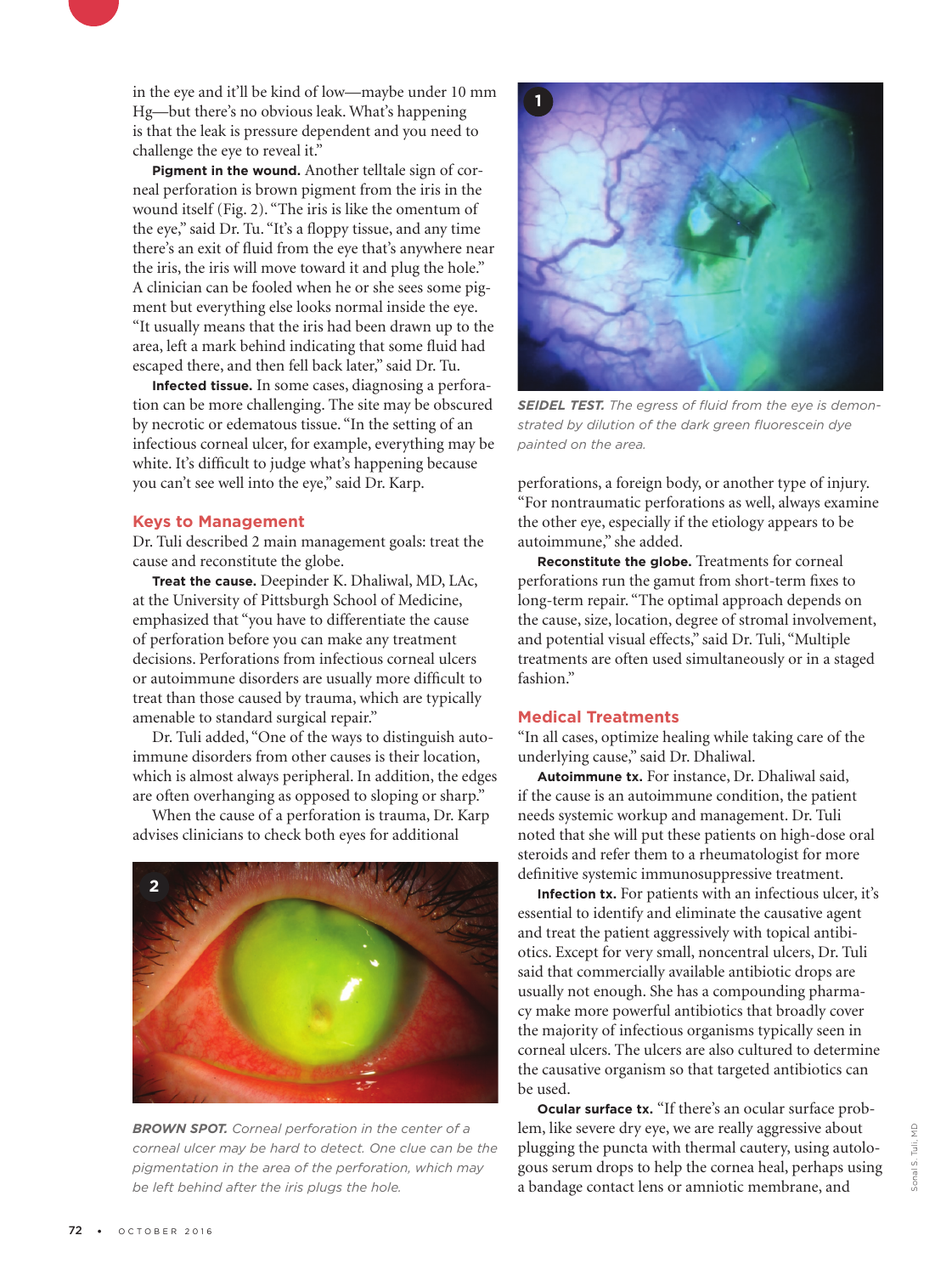in the eye and it'll be kind of low—maybe under 10 mm Hg—but there's no obvious leak. What's happening is that the leak is pressure dependent and you need to challenge the eye to reveal it."

**Pigment in the wound.** Another telltale sign of corneal perforation is brown pigment from the iris in the wound itself (Fig. 2). "The iris is like the omentum of the eye," said Dr. Tu. "It's a floppy tissue, and any time there's an exit of fluid from the eye that's anywhere near the iris, the iris will move toward it and plug the hole." A clinician can be fooled when he or she sees some pigment but everything else looks normal inside the eye. "It usually means that the iris had been drawn up to the area, left a mark behind indicating that some fluid had escaped there, and then fell back later," said Dr. Tu.

**Infected tissue.** In some cases, diagnosing a perforation can be more challenging. The site may be obscured by necrotic or edematous tissue. "In the setting of an infectious corneal ulcer, for example, everything may be white. It's difficult to judge what's happening because you can't see well into the eye," said Dr. Karp.

## Keys to Management

Dr. Tuli described 2 main management goals: treat the cause and reconstitute the globe.

**Treat the cause.** Deepinder K. Dhaliwal, MD, LAc, at the University of Pittsburgh School of Medicine, emphasized that "you have to differentiate the cause of perforation before you can make any treatment decisions. Perforations from infectious corneal ulcers or autoimmune disorders are usually more difficult to treat than those caused by trauma, which are typically amenable to standard surgical repair."

Dr. Tuli added, "One of the ways to distinguish autoimmune disorders from other causes is their location, which is almost always peripheral. In addition, the edges are often overhanging as opposed to sloping or sharp."

When the cause of a perforation is trauma, Dr. Karp advises clinicians to check both eyes for additional perforations, a foreign body, or another type of injury. "For nontraumatic perforations as well, always examine the other eye, especially if the etiology appears to be autoimmune," she added.

**Reconstitute the globe.** Treatments for corneal perforations run the gamut from short-term fixes to long-term repair. "The optimal approach depends on the cause, size, location, degree of stromal involvement, and potential visual effects," said Dr. Tuli, "Multiple treatments are often used simultaneously or in a staged fashion."

*SEIDEL TEST.* *The egress of fluid from the eye is demonstrated by dilution of the dark green fluorescein dye painted on the area.*

*BROWN SPOT.* *Corneal perforation in the center of a corneal ulcer may be hard to detect. One clue can be the pigmentation in the area of the perforation, which may be left behind after the iris plugs the hole.*

## Medical Treatments

"In all cases, optimize healing while taking care of the underlying cause," said Dr. Dhaliwal.

**Autoimmune tx.** For instance, Dr. Dhaliwal said, if the cause is an autoimmune condition, the patient needs systemic workup and management. Dr. Tuli noted that she will put these patients on high-dose oral steroids and refer them to a rheumatologist for more definitive systemic immunosuppressive treatment.

**Infection tx.** For patients with an infectious ulcer, it's essential to identify and eliminate the causative agent and treat the patient aggressively with topical antibiotics. Except for very small, noncentral ulcers, Dr. Tuli said that commercially available antibiotic drops are usually not enough. She has a compounding pharmacy make more powerful antibiotics that broadly cover the majority of infectious organisms typically seen in corneal ulcers. The ulcers are also cultured to determine the causative organism so that targeted antibiotics can be used.

**Ocular surface tx.** "If there's an ocular surface problem, like severe dry eye, we are really aggressive about plugging the puncta with thermal cautery, using autologous serum drops to help the cornea heal, perhaps using a bandage contact lens or amniotic membrane, and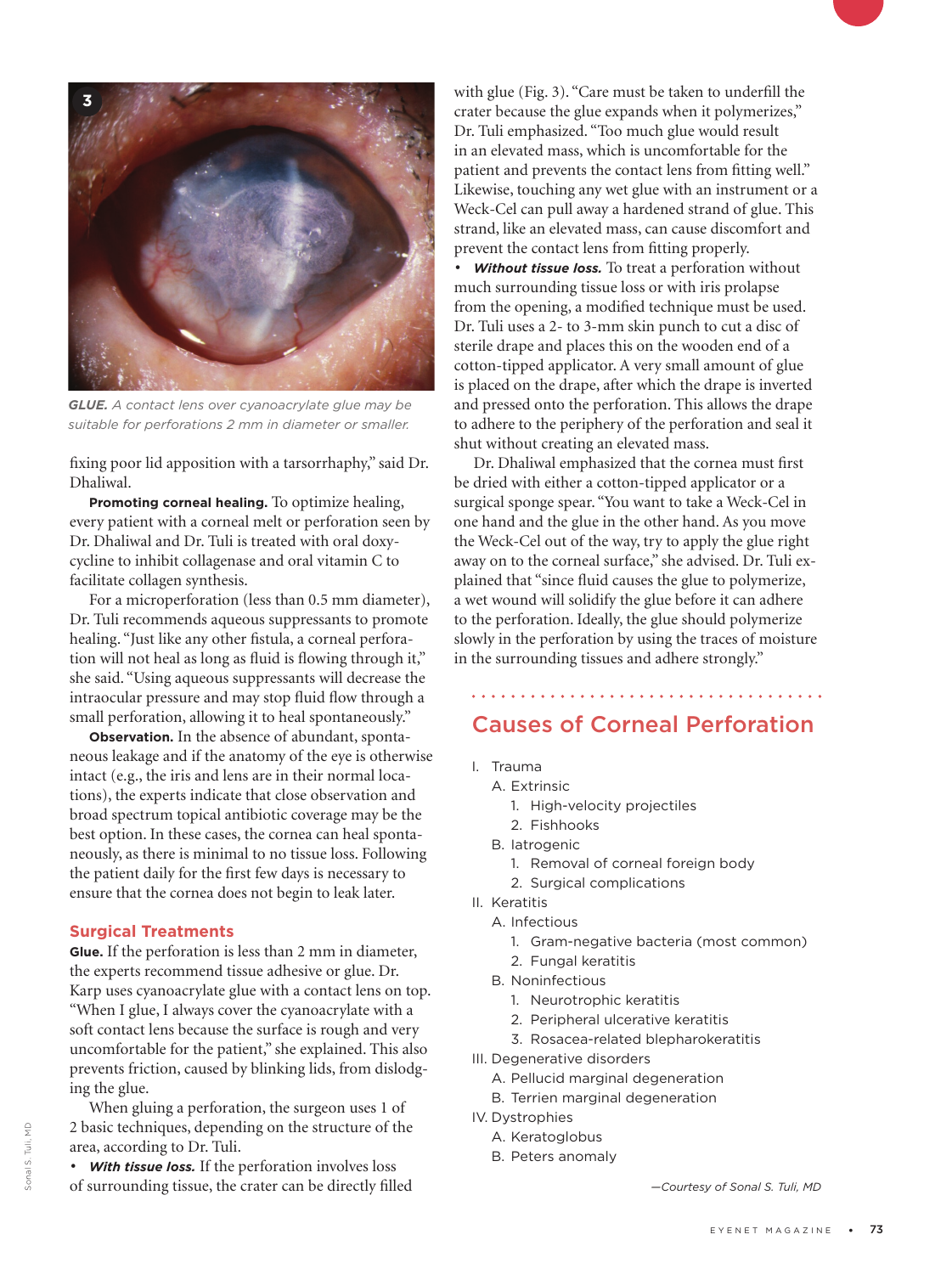**GLUE.** *A contact lens over cyanoacrylate glue may be suitable for perforations 2 mm in diameter or smaller.*

fixing poor lid apposition with a tarsorrhaphy," said Dr. Dhaliwal.

**Promoting corneal healing.** To optimize healing, every patient with a corneal melt or perforation seen by Dr. Dhaliwal and Dr. Tuli is treated with oral doxycycline to inhibit collagenase and oral vitamin C to facilitate collagen synthesis.

For a microperforation (less than 0.5 mm diameter), Dr. Tuli recommends aqueous suppressants to promote healing. "Just like any other fistula, a corneal perforation will not heal as long as fluid is flowing through it," she said. "Using aqueous suppressants will decrease the intraocular pressure and may stop fluid flow through a small perforation, allowing it to heal spontaneously."

**Observation.** In the absence of abundant, spontaneous leakage and if the anatomy of the eye is otherwise intact (e.g., the iris and lens are in their normal locations), the experts indicate that close observation and broad spectrum topical antibiotic coverage may be the best option. In these cases, the cornea can heal spontaneously, as there is minimal to no tissue loss. Following the patient daily for the first few days is necessary to ensure that the cornea does not begin to leak later.

## Surgical Treatments

**Glue.** If the perforation is less than 2 mm in diameter, the experts recommend tissue adhesive or glue. Dr. Karp uses cyanoacrylate glue with a contact lens on top. "When I glue, I always cover the cyanoacrylate with a soft contact lens because the surface is rough and very uncomfortable for the patient," she explained. This also prevents friction, caused by blinking lids, from dislodging the glue.

When gluing a perforation, the surgeon uses 1 of 2 basic techniques, depending on the structure of the area, according to Dr. Tuli.

- ***With tissue loss.*** If the perforation involves loss of surrounding tissue, the crater can be directly filled with glue (Fig. 3). "Care must be taken to underfill the crater because the glue expands when it polymerizes," Dr. Tuli emphasized. "Too much glue would result in an elevated mass, which is uncomfortable for the patient and prevents the contact lens from fitting well." Likewise, touching any wet glue with an instrument or a Weck-Cel can pull away a hardened strand of glue. This strand, like an elevated mass, can cause discomfort and prevent the contact lens from fitting properly.
- ***Without tissue loss.*** To treat a perforation without much surrounding tissue loss or with iris prolapse from the opening, a modified technique must be used. Dr. Tuli uses a 2- to 3-mm skin punch to cut a disc of sterile drape and places this on the wooden end of a cotton-tipped applicator. A very small amount of glue is placed on the drape, after which the drape is inverted and pressed onto the perforation. This allows the drape to adhere to the periphery of the perforation and seal it shut without creating an elevated mass.

Dr. Dhaliwal emphasized that the cornea must first be dried with either a cotton-tipped applicator or a surgical sponge spear. "You want to take a Weck-Cel in one hand and the glue in the other hand. As you move the Weck-Cel out of the way, try to apply the glue right away on to the corneal surface," she advised. Dr. Tuli explained that "since fluid causes the glue to polymerize, a wet wound will solidify the glue before it can adhere to the perforation. Ideally, the glue should polymerize slowly in the perforation by using the traces of moisture in the surrounding tissues and adhere strongly."

## Causes of Corneal Perforation

- I. Trauma
  - A. Extrinsic
    1. High-velocity projectiles
    2. Fishhooks
  - B. Iatrogenic
    1. Removal of corneal foreign body
    2. Surgical complications
- II. Keratitis
  - A. Infectious
    1. Gram-negative bacteria (most common)
    2. Fungal keratitis
  - B. Noninfectious
    1. Neurotrophic keratitis
    2. Peripheral ulcerative keratitis
    3. Rosacea-related blepharokeratitis
- III. Degenerative disorders
  - A. Pellucid marginal degeneration
  - B. Terrien marginal degeneration
- IV. Dystrophies
  - A. Keratoglobus
  - B. Peters anomaly

*—Courtesy of Sonal S. Tuli, MD*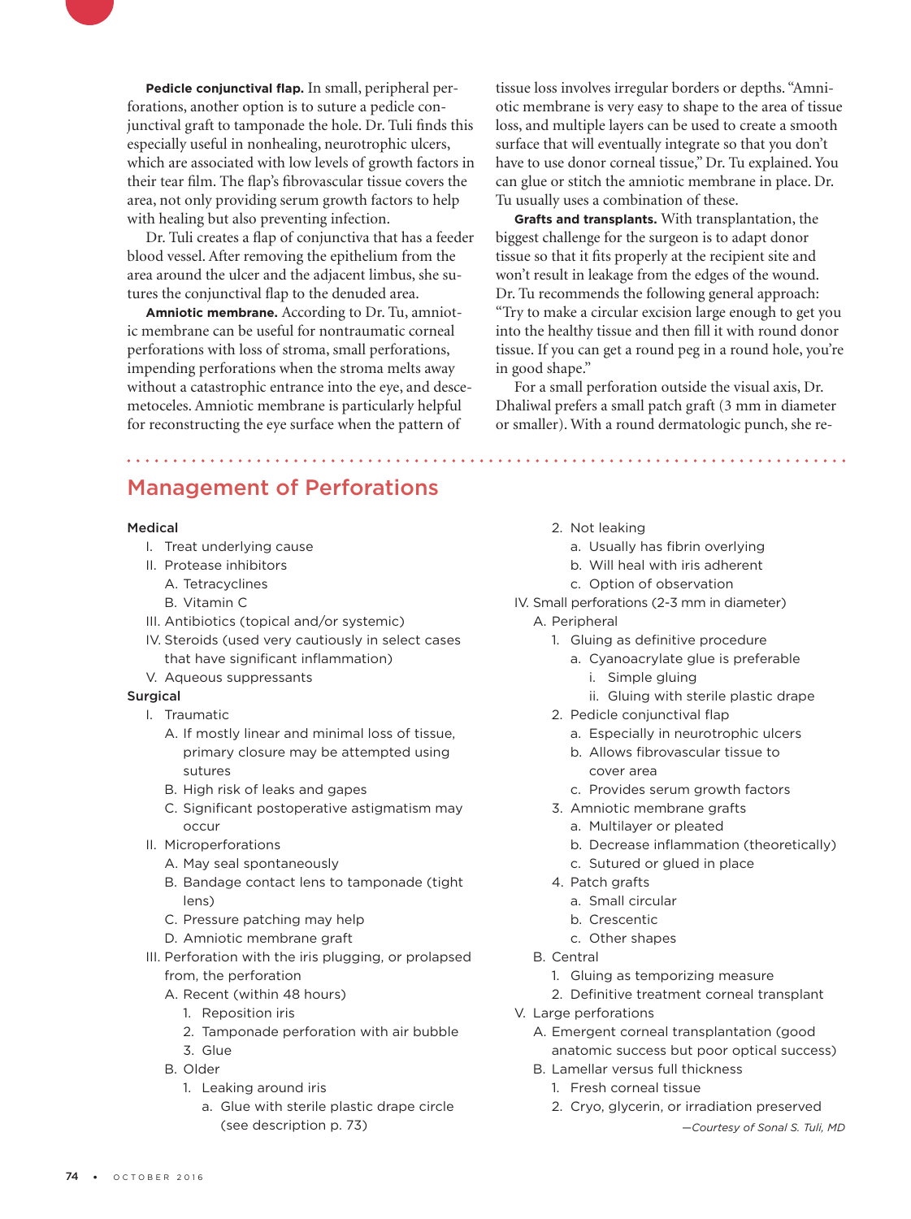**Pedicle conjunctival flap.** In small, peripheral perforations, another option is to suture a pedicle conjunctival graft to tamponade the hole. Dr. Tuli finds this especially useful in nonhealing, neurotrophic ulcers, which are associated with low levels of growth factors in their tear film. The flap's fibrovascular tissue covers the area, not only providing serum growth factors to help with healing but also preventing infection.

Dr. Tuli creates a flap of conjunctiva that has a feeder blood vessel. After removing the epithelium from the area around the ulcer and the adjacent limbus, she sutures the conjunctival flap to the denuded area.

**Amniotic membrane.** According to Dr. Tu, amniotic membrane can be useful for nontraumatic corneal perforations with loss of stroma, small perforations, impending perforations when the stroma melts away without a catastrophic entrance into the eye, and descemetoceles. Amniotic membrane is particularly helpful for reconstructing the eye surface when the pattern of tissue loss involves irregular borders or depths. "Amniotic membrane is very easy to shape to the area of tissue loss, and multiple layers can be used to create a smooth surface that will eventually integrate so that you don't have to use donor corneal tissue," Dr. Tu explained. You can glue or stitch the amniotic membrane in place. Dr. Tu usually uses a combination of these.

**Grafts and transplants.** With transplantation, the biggest challenge for the surgeon is to adapt donor tissue so that it fits properly at the recipient site and won't result in leakage from the edges of the wound. Dr. Tu recommends the following general approach: "Try to make a circular excision large enough to get you into the healthy tissue and then fill it with round donor tissue. If you can get a round peg in a round hole, you're in good shape."

For a small perforation outside the visual axis, Dr. Dhaliwal prefers a small patch graft (3 mm in diameter or smaller). With a round dermatologic punch, she re-

## Management of Perforations

**Medical**

- I. Treat underlying cause
- II. Protease inhibitors
  - A. Tetracyclines
  - B. Vitamin C
- III. Antibiotics (topical and/or systemic)
- IV. Steroids (used very cautiously in select cases that have significant inflammation)
- V. Aqueous suppressants

**Surgical**

- I. Traumatic
  - A. If mostly linear and minimal loss of tissue, primary closure may be attempted using sutures
  - B. High risk of leaks and gapes
  - C. Significant postoperative astigmatism may occur
- II. Microperforations
  - A. May seal spontaneously
  - B. Bandage contact lens to tamponade (tight lens)
  - C. Pressure patching may help
  - D. Amniotic membrane graft
- III. Perforation with the iris plugging, or prolapsed from, the perforation
  - A. Recent (within 48 hours)
    - 1. Reposition iris
    - 2. Tamponade perforation with air bubble
    - 3. Glue
  - B. Older
    - 1. Leaking around iris
      - a. Glue with sterile plastic drape circle (see description p. 73)
    - 2. Not leaking
      - a. Usually has fibrin overlying
      - b. Will heal with iris adherent
      - c. Option of observation
- IV. Small perforations (2-3 mm in diameter)
  - A. Peripheral
    - 1. Gluing as definitive procedure
      - a. Cyanoacrylate glue is preferable
        - i. Simple gluing
        - ii. Gluing with sterile plastic drape
    - 2. Pedicle conjunctival flap
      - a. Especially in neurotrophic ulcers
      - b. Allows fibrovascular tissue to cover area
      - c. Provides serum growth factors
    - 3. Amniotic membrane grafts
      - a. Multilayer or pleated
      - b. Decrease inflammation (theoretically)
      - c. Sutured or glued in place
    - 4. Patch grafts
      - a. Small circular
      - b. Crescentic
      - c. Other shapes
  - B. Central
    - 1. Gluing as temporizing measure
    - 2. Definitive treatment corneal transplant
- V. Large perforations
  - A. Emergent corneal transplantation (good anatomic success but poor optical success)
  - B. Lamellar versus full thickness
    - 1. Fresh corneal tissue
    - 2. Cryo, glycerin, or irradiation preserved

*—Courtesy of Sonal S. Tuli, MD*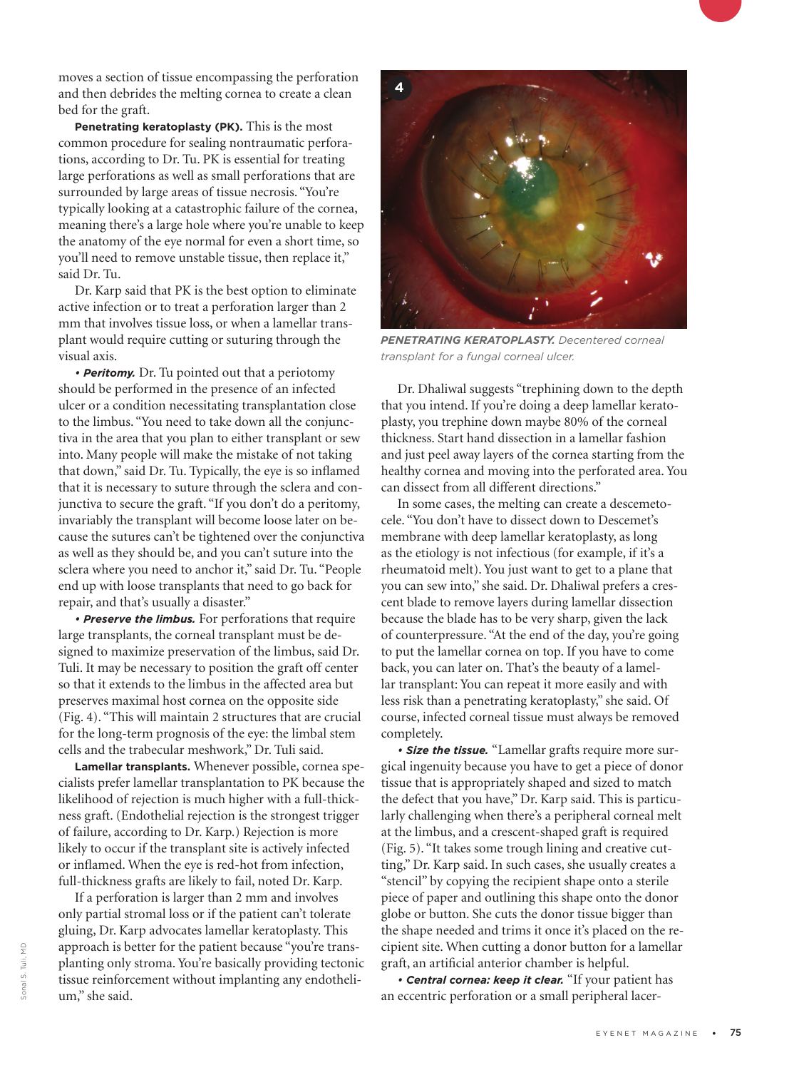moves a section of tissue encompassing the perforation and then debrides the melting cornea to create a clean bed for the graft.

**Penetrating keratoplasty (PK).** This is the most common procedure for sealing nontraumatic perforations, according to Dr. Tu. PK is essential for treating large perforations as well as small perforations that are surrounded by large areas of tissue necrosis. "You're typically looking at a catastrophic failure of the cornea, meaning there's a large hole where you're unable to keep the anatomy of the eye normal for even a short time, so you'll need to remove unstable tissue, then replace it," said Dr. Tu.

Dr. Karp said that PK is the best option to eliminate active infection or to treat a perforation larger than 2 mm that involves tissue loss, or when a lamellar transplant would require cutting or suturing through the visual axis.

***• Peritomy.*** Dr. Tu pointed out that a periotomy should be performed in the presence of an infected ulcer or a condition necessitating transplantation close to the limbus. "You need to take down all the conjunctiva in the area that you plan to either transplant or sew into. Many people will make the mistake of not taking that down," said Dr. Tu. Typically, the eye is so inflamed that it is necessary to suture through the sclera and conjunctiva to secure the graft. "If you don't do a peritomy, invariably the transplant will become loose later on because the sutures can't be tightened over the conjunctiva as well as they should be, and you can't suture into the sclera where you need to anchor it," said Dr. Tu. "People end up with loose transplants that need to go back for repair, and that's usually a disaster."

***• Preserve the limbus.*** For perforations that require large transplants, the corneal transplant must be designed to maximize preservation of the limbus, said Dr. Tuli. It may be necessary to position the graft off center so that it extends to the limbus in the affected area but preserves maximal host cornea on the opposite side (Fig. 4). "This will maintain 2 structures that are crucial for the long-term prognosis of the eye: the limbal stem cells and the trabecular meshwork," Dr. Tuli said.

**Lamellar transplants.** Whenever possible, cornea specialists prefer lamellar transplantation to PK because the likelihood of rejection is much higher with a full-thickness graft. (Endothelial rejection is the strongest trigger of failure, according to Dr. Karp.) Rejection is more likely to occur if the transplant site is actively infected or inflamed. When the eye is red-hot from infection, full-thickness grafts are likely to fail, noted Dr. Karp.

If a perforation is larger than 2 mm and involves only partial stromal loss or if the patient can't tolerate gluing, Dr. Karp advocates lamellar keratoplasty. This approach is better for the patient because "you're transplanting only stroma. You're basically providing tectonic tissue reinforcement without implanting any endothelium," she said.

***PENETRATING KERATOPLASTY.*** *Decentered corneal transplant for a fungal corneal ulcer.*

Dr. Dhaliwal suggests "trephining down to the depth that you intend. If you're doing a deep lamellar keratoplasty, you trephine down maybe 80% of the corneal thickness. Start hand dissection in a lamellar fashion and just peel away layers of the cornea starting from the healthy cornea and moving into the perforated area. You can dissect from all different directions."

In some cases, the melting can create a descemetocele. "You don't have to dissect down to Descemet's membrane with deep lamellar keratoplasty, as long as the etiology is not infectious (for example, if it's a rheumatoid melt). You just want to get to a plane that you can sew into," she said. Dr. Dhaliwal prefers a crescent blade to remove layers during lamellar dissection because the blade has to be very sharp, given the lack of counterpressure. "At the end of the day, you're going to put the lamellar cornea on top. If you have to come back, you can later on. That's the beauty of a lamellar transplant: You can repeat it more easily and with less risk than a penetrating keratoplasty," she said. Of course, infected corneal tissue must always be removed completely.

***• Size the tissue.*** "Lamellar grafts require more surgical ingenuity because you have to get a piece of donor tissue that is appropriately shaped and sized to match the defect that you have," Dr. Karp said. This is particularly challenging when there's a peripheral corneal melt at the limbus, and a crescent-shaped graft is required (Fig. 5). "It takes some trough lining and creative cutting," Dr. Karp said. In such cases, she usually creates a "stencil" by copying the recipient shape onto a sterile piece of paper and outlining this shape onto the donor globe or button. She cuts the donor tissue bigger than the shape needed and trims it once it's placed on the recipient site. When cutting a donor button for a lamellar graft, an artificial anterior chamber is helpful.

***• Central cornea: keep it clear.*** "If your patient has an eccentric perforation or a small peripheral lacer-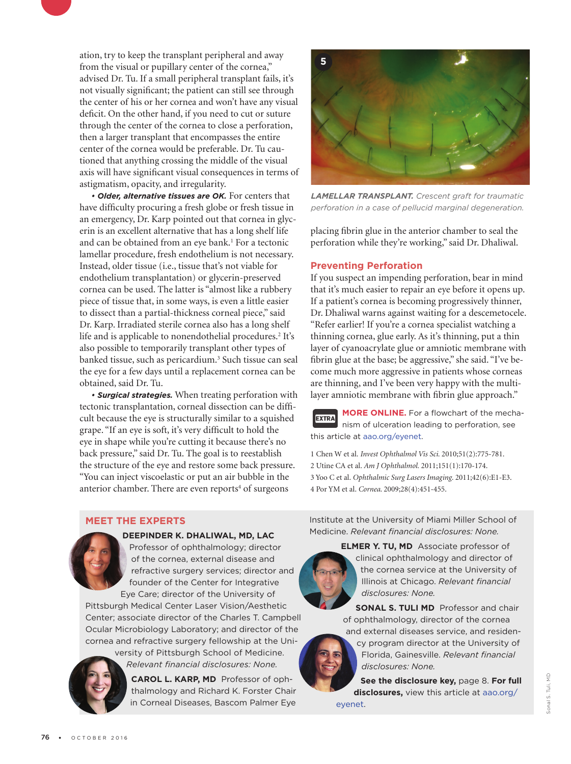ation, try to keep the transplant peripheral and away from the visual or pupillary center of the cornea," advised Dr. Tu. If a small peripheral transplant fails, it's not visually significant; the patient can still see through the center of his or her cornea and won't have any visual deficit. On the other hand, if you need to cut or suture through the center of the cornea to close a perforation, then a larger transplant that encompasses the entire center of the cornea would be preferable. Dr. Tu cautioned that anything crossing the middle of the visual axis will have significant visual consequences in terms of astigmatism, opacity, and irregularity.

• ***Older, alternative tissues are OK.*** For centers that have difficulty procuring a fresh globe or fresh tissue in an emergency, Dr. Karp pointed out that cornea in glycerin is an excellent alternative that has a long shelf life and can be obtained from an eye bank.[1] For a tectonic lamellar procedure, fresh endothelium is not necessary. Instead, older tissue (i.e., tissue that's not viable for endothelium transplantation) or glycerin-preserved cornea can be used. The latter is "almost like a rubbery piece of tissue that, in some ways, is even a little easier to dissect than a partial-thickness corneal piece," said Dr. Karp. Irradiated sterile cornea also has a long shelf life and is applicable to nonendothelial procedures.[2] It's also possible to temporarily transplant other types of banked tissue, such as pericardium.[3] Such tissue can seal the eye for a few days until a replacement cornea can be obtained, said Dr. Tu.

• ***Surgical strategies.*** When treating perforation with tectonic transplantation, corneal dissection can be difficult because the eye is structurally similar to a squished grape. "If an eye is soft, it's very difficult to hold the eye in shape while you're cutting it because there's no back pressure," said Dr. Tu. The goal is to reestablish the structure of the eye and restore some back pressure. "You can inject viscoelastic or put an air bubble in the anterior chamber. There are even reports[4] of surgeons placing fibrin glue in the anterior chamber to seal the perforation while they're working," said Dr. Dhaliwal.

5

***LAMELLAR TRANSPLANT.*** *Crescent graft for traumatic perforation in a case of pellucid marginal degeneration.*

## Preventing Perforation

If you suspect an impending perforation, bear in mind that it's much easier to repair an eye before it opens up. If a patient's cornea is becoming progressively thinner, Dr. Dhaliwal warns against waiting for a descemetocele. "Refer earlier! If you're a cornea specialist watching a thinning cornea, glue early. As it's thinning, put a thin layer of cyanoacrylate glue or amniotic membrane with fibrin glue at the base; be aggressive," she said. "I've become much more aggressive in patients whose corneas are thinning, and I've been very happy with the multilayer amniotic membrane with fibrin glue approach."

EXTRA **MORE ONLINE.** For a flowchart of the mechanism of ulceration leading to perforation, see this article at aao.org/eyenet.

1 Chen W et al. *Invest Ophthalmol Vis Sci.* 2010;51(2):775-781.
2 Utine CA et al. *Am J Ophthalmol.* 2011;151(1):170-174.
3 Yoo C et al. *Ophthalmic Surg Lasers Imaging.* 2011;42(6):E1-E3.
4 Por YM et al. *Cornea.* 2009;28(4):451-455.

## MEET THE EXPERTS

**DEEPINDER K. DHALIWAL, MD, LAC** Professor of ophthalmology; director of the cornea, external disease and refractive surgery services; director and founder of the Center for Integrative Eye Care; director of the University of Pittsburgh Medical Center Laser Vision/Aesthetic Center; associate director of the Charles T. Campbell Ocular Microbiology Laboratory; and director of the cornea and refractive surgery fellowship at the University of Pittsburgh School of Medicine. *Relevant financial disclosures: None.*

**CAROL L. KARP, MD** Professor of ophthalmology and Richard K. Forster Chair in Corneal Diseases, Bascom Palmer Eye Institute at the University of Miami Miller School of Medicine. *Relevant financial disclosures: None.*

**ELMER Y. TU, MD** Associate professor of clinical ophthalmology and director of the cornea service at the University of Illinois at Chicago. *Relevant financial disclosures: None.*

**SONAL S. TULI MD** Professor and chair of ophthalmology, director of the cornea and external diseases service, and residency program director at the University of Florida, Gainesville. *Relevant financial disclosures: None.*

**See the disclosure key,** page 8. **For full disclosures,** view this article at aao.org/eyenet.

Sonal S. Tuli, MD